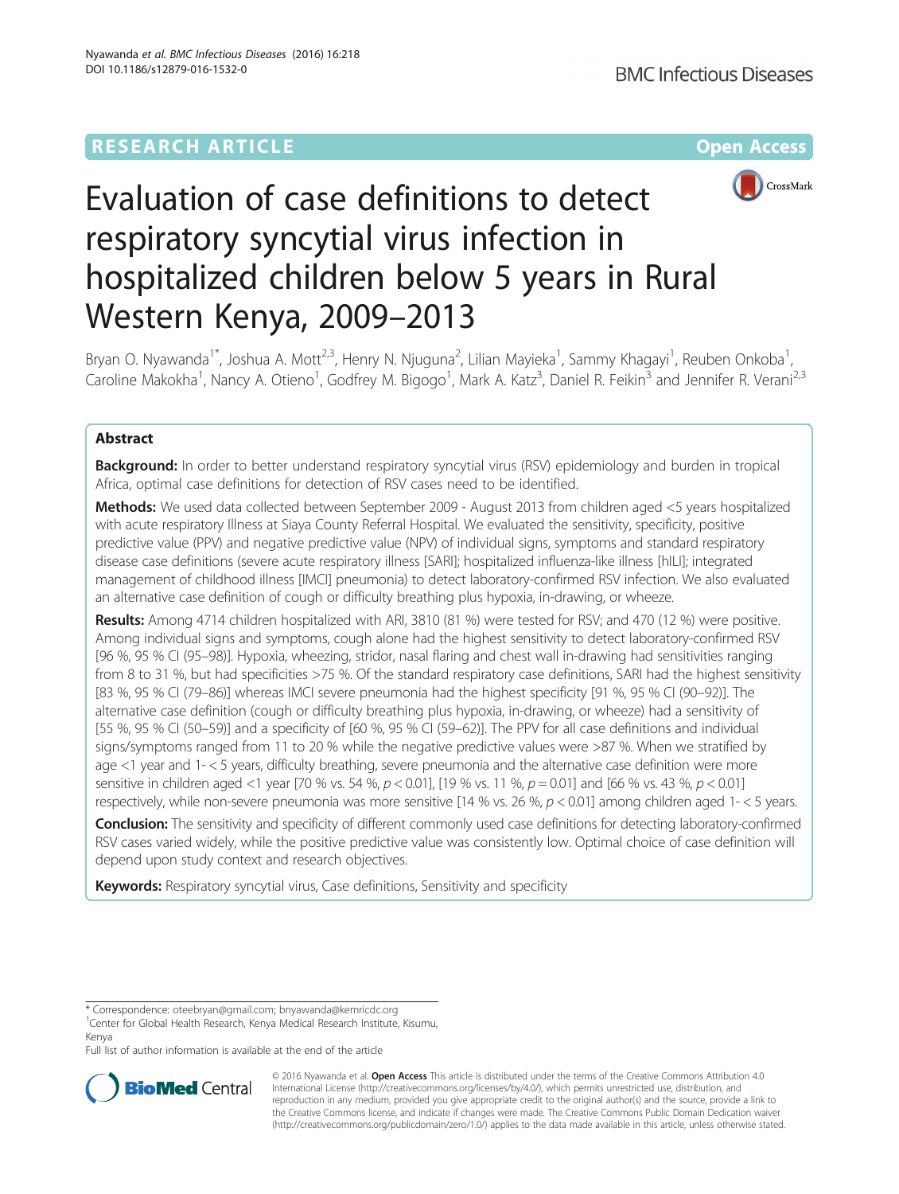RESEARCH ARTICLE

Open Access

# Evaluation of case definitions to detect respiratory syncytial virus infection in hospitalized children below 5 years in Rural Western Kenya, 2009–2013

Bryan O. Nyawanda[1*], Joshua A. Mott[2,3], Henry N. Njuguna[2], Lilian Mayieka[1], Sammy Khagayi[1], Reuben Onkoba[1], Caroline Makokha[1], Nancy A. Otieno[1], Godfrey M. Bigogo[1], Mark A. Katz[3], Daniel R. Feikin[3] and Jennifer R. Verani[2,3]

## Abstract

**Background:** In order to better understand respiratory syncytial virus (RSV) epidemiology and burden in tropical Africa, optimal case definitions for detection of RSV cases need to be identified.

**Methods:** We used data collected between September 2009 - August 2013 from children aged <5 years hospitalized with acute respiratory Illness at Siaya County Referral Hospital. We evaluated the sensitivity, specificity, positive predictive value (PPV) and negative predictive value (NPV) of individual signs, symptoms and standard respiratory disease case definitions (severe acute respiratory illness [SARI]; hospitalized influenza-like illness [hILI]; integrated management of childhood illness [IMCI] pneumonia) to detect laboratory-confirmed RSV infection. We also evaluated an alternative case definition of cough or difficulty breathing plus hypoxia, in-drawing, or wheeze.

**Results:** Among 4714 children hospitalized with ARI, 3810 (81 %) were tested for RSV; and 470 (12 %) were positive. Among individual signs and symptoms, cough alone had the highest sensitivity to detect laboratory-confirmed RSV [96 %, 95 % CI (95–98)]. Hypoxia, wheezing, stridor, nasal flaring and chest wall in-drawing had sensitivities ranging from 8 to 31 %, but had specificities >75 %. Of the standard respiratory case definitions, SARI had the highest sensitivity [83 %, 95 % CI (79–86)] whereas IMCI severe pneumonia had the highest specificity [91 %, 95 % CI (90–92)]. The alternative case definition (cough or difficulty breathing plus hypoxia, in-drawing, or wheeze) had a sensitivity of [55 %, 95 % CI (50–59)] and a specificity of [60 %, 95 % CI (59–62)]. The PPV for all case definitions and individual signs/symptoms ranged from 11 to 20 % while the negative predictive values were >87 %. When we stratified by age <1 year and 1- < 5 years, difficulty breathing, severe pneumonia and the alternative case definition were more sensitive in children aged <1 year [70 % vs. 54 %, $p < 0.01$], [19 % vs. 11 %, $p = 0.01$] and [66 % vs. 43 %, $p < 0.01$] respectively, while non-severe pneumonia was more sensitive [14 % vs. 26 %, $p < 0.01$] among children aged 1- < 5 years.

**Conclusion:** The sensitivity and specificity of different commonly used case definitions for detecting laboratory-confirmed RSV cases varied widely, while the positive predictive value was consistently low. Optimal choice of case definition will depend upon study context and research objectives.

**Keywords:** Respiratory syncytial virus, Case definitions, Sensitivity and specificity

\* Correspondence: oteebryan@gmail.com; bnyawanda@kemricdc.org
[1]Center for Global Health Research, Kenya Medical Research Institute, Kisumu, Kenya
Full list of author information is available at the end of the article

© 2016 Nyawanda et al. **Open Access** This article is distributed under the terms of the Creative Commons Attribution 4.0 International License (http://creativecommons.org/licenses/by/4.0/), which permits unrestricted use, distribution, and reproduction in any medium, provided you give appropriate credit to the original author(s) and the source, provide a link to the Creative Commons license, and indicate if changes were made. The Creative Commons Public Domain Dedication waiver (http://creativecommons.org/publicdomain/zero/1.0/) applies to the data made available in this article, unless otherwise stated.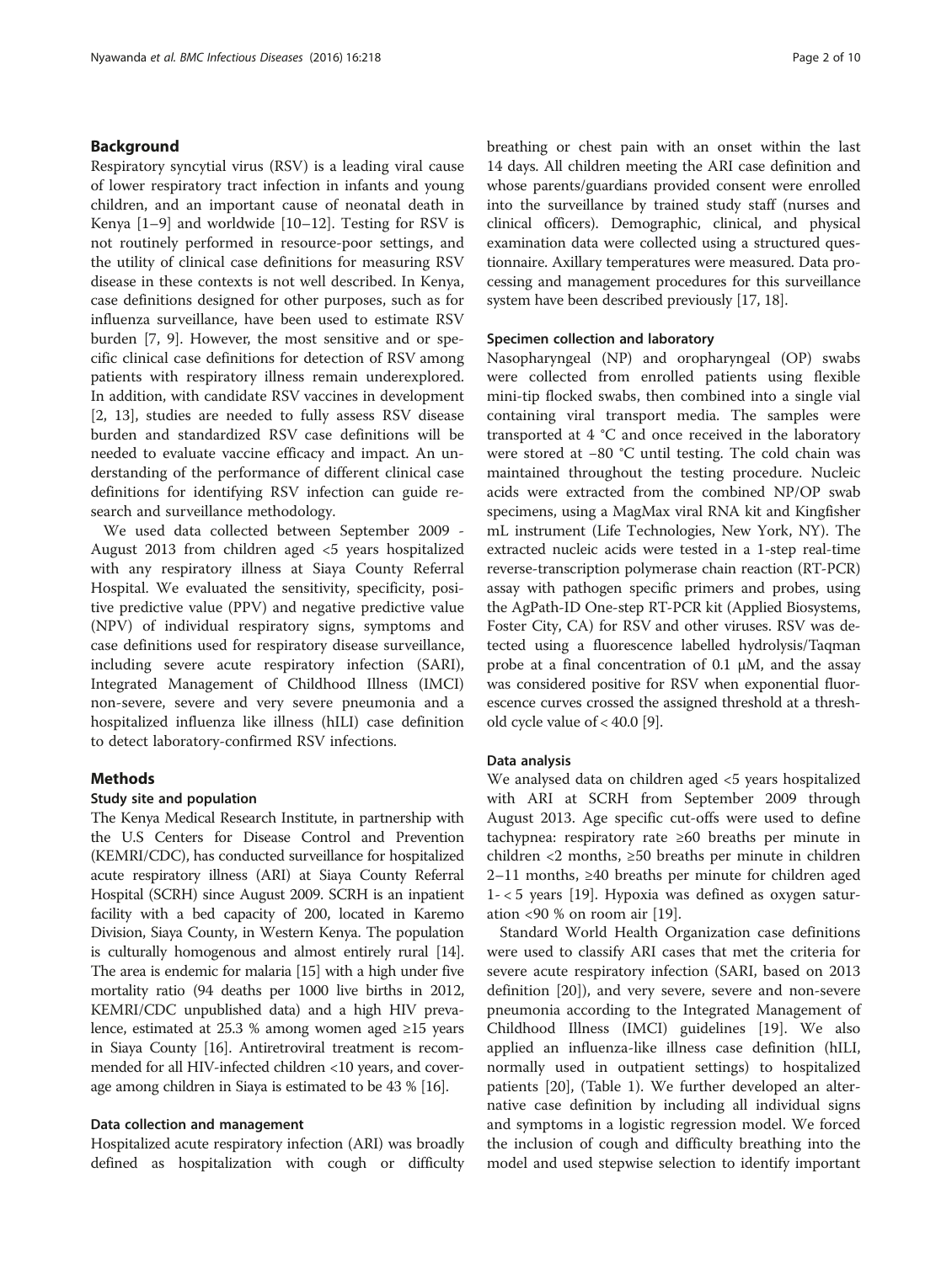## Background

Respiratory syncytial virus (RSV) is a leading viral cause of lower respiratory tract infection in infants and young children, and an important cause of neonatal death in Kenya [1–9] and worldwide [10–12]. Testing for RSV is not routinely performed in resource-poor settings, and the utility of clinical case definitions for measuring RSV disease in these contexts is not well described. In Kenya, case definitions designed for other purposes, such as for influenza surveillance, have been used to estimate RSV burden [7, 9]. However, the most sensitive and or specific clinical case definitions for detection of RSV among patients with respiratory illness remain underexplored. In addition, with candidate RSV vaccines in development [2, 13], studies are needed to fully assess RSV disease burden and standardized RSV case definitions will be needed to evaluate vaccine efficacy and impact. An understanding of the performance of different clinical case definitions for identifying RSV infection can guide research and surveillance methodology.

We used data collected between September 2009 - August 2013 from children aged <5 years hospitalized with any respiratory illness at Siaya County Referral Hospital. We evaluated the sensitivity, specificity, positive predictive value (PPV) and negative predictive value (NPV) of individual respiratory signs, symptoms and case definitions used for respiratory disease surveillance, including severe acute respiratory infection (SARI), Integrated Management of Childhood Illness (IMCI) non-severe, severe and very severe pneumonia and a hospitalized influenza like illness (hILI) case definition to detect laboratory-confirmed RSV infections.

## Methods

### Study site and population

The Kenya Medical Research Institute, in partnership with the U.S Centers for Disease Control and Prevention (KEMRI/CDC), has conducted surveillance for hospitalized acute respiratory illness (ARI) at Siaya County Referral Hospital (SCRH) since August 2009. SCRH is an inpatient facility with a bed capacity of 200, located in Karemo Division, Siaya County, in Western Kenya. The population is culturally homogenous and almost entirely rural [14]. The area is endemic for malaria [15] with a high under five mortality ratio (94 deaths per 1000 live births in 2012, KEMRI/CDC unpublished data) and a high HIV prevalence, estimated at 25.3 % among women aged ≥15 years in Siaya County [16]. Antiretroviral treatment is recommended for all HIV-infected children <10 years, and coverage among children in Siaya is estimated to be 43 % [16].

### Data collection and management

Hospitalized acute respiratory infection (ARI) was broadly defined as hospitalization with cough or difficulty breathing or chest pain with an onset within the last 14 days. All children meeting the ARI case definition and whose parents/guardians provided consent were enrolled into the surveillance by trained study staff (nurses and clinical officers). Demographic, clinical, and physical examination data were collected using a structured questionnaire. Axillary temperatures were measured. Data processing and management procedures for this surveillance system have been described previously [17, 18].

### Specimen collection and laboratory

Nasopharyngeal (NP) and oropharyngeal (OP) swabs were collected from enrolled patients using flexible mini-tip flocked swabs, then combined into a single vial containing viral transport media. The samples were transported at 4 °C and once received in the laboratory were stored at −80 °C until testing. The cold chain was maintained throughout the testing procedure. Nucleic acids were extracted from the combined NP/OP swab specimens, using a MagMax viral RNA kit and Kingfisher mL instrument (Life Technologies, New York, NY). The extracted nucleic acids were tested in a 1-step real-time reverse-transcription polymerase chain reaction (RT-PCR) assay with pathogen specific primers and probes, using the AgPath-ID One-step RT-PCR kit (Applied Biosystems, Foster City, CA) for RSV and other viruses. RSV was detected using a fluorescence labelled hydrolysis/Taqman probe at a final concentration of 0.1 μM, and the assay was considered positive for RSV when exponential fluorescence curves crossed the assigned threshold at a threshold cycle value of < 40.0 [9].

### Data analysis

We analysed data on children aged <5 years hospitalized with ARI at SCRH from September 2009 through August 2013. Age specific cut-offs were used to define tachypnea: respiratory rate ≥60 breaths per minute in children <2 months, ≥50 breaths per minute in children 2–11 months, ≥40 breaths per minute for children aged 1- < 5 years [19]. Hypoxia was defined as oxygen saturation <90 % on room air [19].

Standard World Health Organization case definitions were used to classify ARI cases that met the criteria for severe acute respiratory infection (SARI, based on 2013 definition [20]), and very severe, severe and non-severe pneumonia according to the Integrated Management of Childhood Illness (IMCI) guidelines [19]. We also applied an influenza-like illness case definition (hILI, normally used in outpatient settings) to hospitalized patients [20], (Table 1). We further developed an alternative case definition by including all individual signs and symptoms in a logistic regression model. We forced the inclusion of cough and difficulty breathing into the model and used stepwise selection to identify important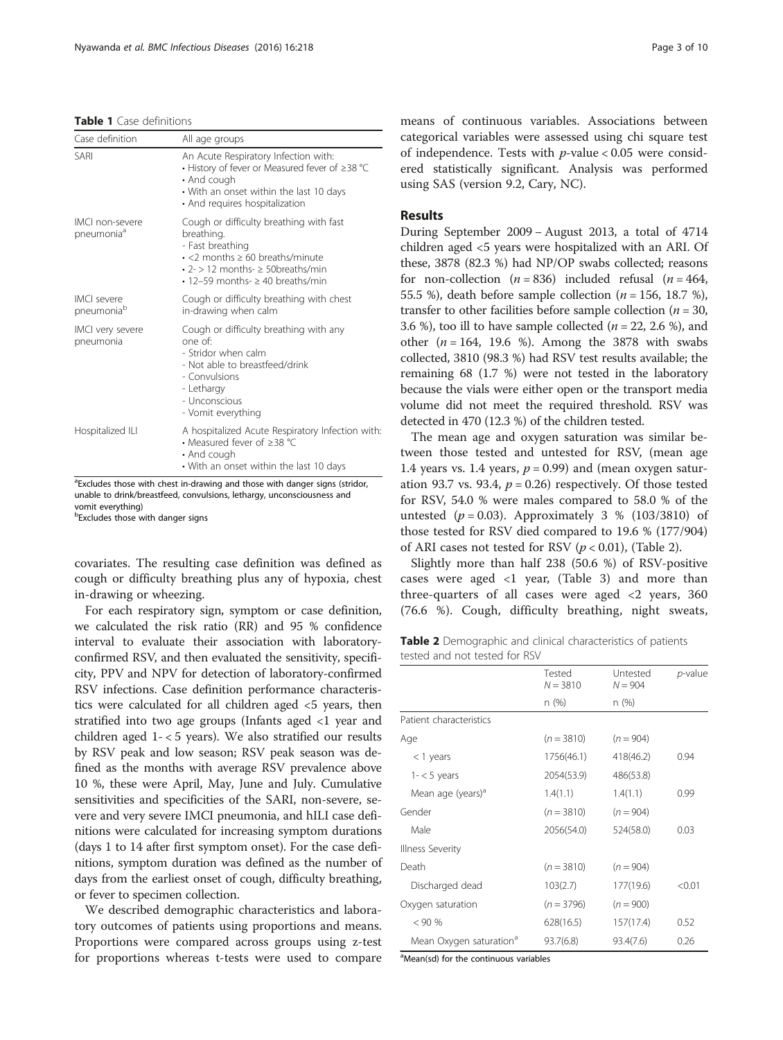**Table 1** Case definitions

| Case definition | All age groups |
| --- | --- |
| SARI | An Acute Respiratory Infection with: • History of fever or Measured fever of ≥38 °C • And cough • With an onset within the last 10 days • And requires hospitalization |
| IMCI non-severe pneumonia[a] | Cough or difficulty breathing with fast breathing. - Fast breathing • <2 months ≥ 60 breaths/minute • 2- > 12 months- ≥ 50breaths/min • 12–59 months- ≥ 40 breaths/min |
| IMCI severe pneumonia[b] | Cough or difficulty breathing with chest in-drawing when calm |
| IMCI very severe pneumonia | Cough or difficulty breathing with any one of: - Stridor when calm - Not able to breastfeed/drink - Convulsions - Lethargy - Unconscious - Vomit everything |
| Hospitalized ILI | A hospitalized Acute Respiratory Infection with: • Measured fever of ≥38 °C • And cough • With an onset within the last 10 days |

[a]Excludes those with chest in-drawing and those with danger signs (stridor, unable to drink/breastfeed, convulsions, lethargy, unconsciousness and vomit everything)
[b]Excludes those with danger signs

covariates. The resulting case definition was defined as cough or difficulty breathing plus any of hypoxia, chest in-drawing or wheezing.

For each respiratory sign, symptom or case definition, we calculated the risk ratio (RR) and 95 % confidence interval to evaluate their association with laboratory-confirmed RSV, and then evaluated the sensitivity, specificity, PPV and NPV for detection of laboratory-confirmed RSV infections. Case definition performance characteristics were calculated for all children aged <5 years, then stratified into two age groups (Infants aged <1 year and children aged 1- < 5 years). We also stratified our results by RSV peak and low season; RSV peak season was defined as the months with average RSV prevalence above 10 %, these were April, May, June and July. Cumulative sensitivities and specificities of the SARI, non-severe, severe and very severe IMCI pneumonia, and hILI case definitions were calculated for increasing symptom durations (days 1 to 14 after first symptom onset). For the case definitions, symptom duration was defined as the number of days from the earliest onset of cough, difficulty breathing, or fever to specimen collection.

We described demographic characteristics and laboratory outcomes of patients using proportions and means. Proportions were compared across groups using z-test for proportions whereas t-tests were used to compare means of continuous variables. Associations between categorical variables were assessed using chi square test of independence. Tests with $p$-value < 0.05 were considered statistically significant. Analysis was performed using SAS (version 9.2, Cary, NC).

## Results

During September 2009 – August 2013, a total of 4714 children aged <5 years were hospitalized with an ARI. Of these, 3878 (82.3 %) had NP/OP swabs collected; reasons for non-collection ($n$ = 836) included refusal ($n$ = 464, 55.5 %), death before sample collection ($n$ = 156, 18.7 %), transfer to other facilities before sample collection ($n$ = 30, 3.6 %), too ill to have sample collected ($n$ = 22, 2.6 %), and other ($n$ = 164, 19.6 %). Among the 3878 with swabs collected, 3810 (98.3 %) had RSV test results available; the remaining 68 (1.7 %) were not tested in the laboratory because the vials were either open or the transport media volume did not meet the required threshold. RSV was detected in 470 (12.3 %) of the children tested.

The mean age and oxygen saturation was similar between those tested and untested for RSV, (mean age 1.4 years vs. 1.4 years, $p$ = 0.99) and (mean oxygen saturation 93.7 vs. 93.4, $p$ = 0.26) respectively. Of those tested for RSV, 54.0 % were males compared to 58.0 % of the untested ($p$ = 0.03). Approximately 3 % (103/3810) of those tested for RSV died compared to 19.6 % (177/904) of ARI cases not tested for RSV ($p$ < 0.01), (Table 2).

Slightly more than half 238 (50.6 %) of RSV-positive cases were aged <1 year, (Table 3) and more than three-quarters of all cases were aged <2 years, 360 (76.6 %). Cough, difficulty breathing, night sweats,

**Table 2** Demographic and clinical characteristics of patients tested and not tested for RSV

| | Tested $N$ = 3810 | Untested $N$ = 904 | $p$-value |
| --- | --- | --- | --- |
| | n (%) | n (%) | |
| Patient characteristics | | | |
| Age | ($n$ = 3810) | ($n$ = 904) | |
| < 1 years | 1756(46.1) | 418(46.2) | 0.94 |
| 1- < 5 years | 2054(53.9) | 486(53.8) | |
| Mean age (years)[a] | 1.4(1.1) | 1.4(1.1) | 0.99 |
| Gender | ($n$ = 3810) | ($n$ = 904) | |
| Male | 2056(54.0) | 524(58.0) | 0.03 |
| Illness Severity | | | |
| Death | ($n$ = 3810) | ($n$ = 904) | |
| Discharged dead | 103(2.7) | 177(19.6) | <0.01 |
| Oxygen saturation | ($n$ = 3796) | ($n$ = 900) | |
| < 90 % | 628(16.5) | 157(17.4) | 0.52 |
| Mean Oxygen saturation[a] | 93.7(6.8) | 93.4(7.6) | 0.26 |

[a]Mean(sd) for the continuous variables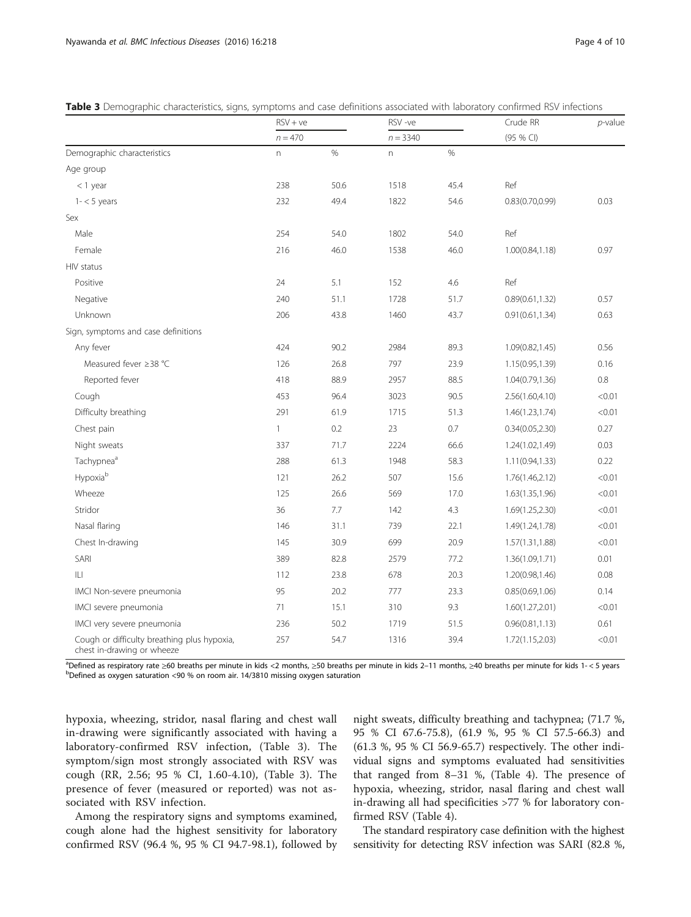**Table 3** Demographic characteristics, signs, symptoms and case definitions associated with laboratory confirmed RSV infections

| | RSV + ve | | RSV -ve | | Crude RR | *p*-value |
|---|---|---|---|---|---|---|
| | *n* = 470 | | *n* = 3340 | | (95 % CI) | |
| Demographic characteristics | n | % | n | % | | |
| Age group | | | | | | |
| < 1 year | 238 | 50.6 | 1518 | 45.4 | Ref | |
| 1- < 5 years | 232 | 49.4 | 1822 | 54.6 | 0.83(0.70,0.99) | 0.03 |
| Sex | | | | | | |
| Male | 254 | 54.0 | 1802 | 54.0 | Ref | |
| Female | 216 | 46.0 | 1538 | 46.0 | 1.00(0.84,1.18) | 0.97 |
| HIV status | | | | | | |
| Positive | 24 | 5.1 | 152 | 4.6 | Ref | |
| Negative | 240 | 51.1 | 1728 | 51.7 | 0.89(0.61,1.32) | 0.57 |
| Unknown | 206 | 43.8 | 1460 | 43.7 | 0.91(0.61,1.34) | 0.63 |
| Sign, symptoms and case definitions | | | | | | |
| Any fever | 424 | 90.2 | 2984 | 89.3 | 1.09(0.82,1.45) | 0.56 |
| Measured fever ≥38 °C | 126 | 26.8 | 797 | 23.9 | 1.15(0.95,1.39) | 0.16 |
| Reported fever | 418 | 88.9 | 2957 | 88.5 | 1.04(0.79,1.36) | 0.8 |
| Cough | 453 | 96.4 | 3023 | 90.5 | 2.56(1.60,4.10) | <0.01 |
| Difficulty breathing | 291 | 61.9 | 1715 | 51.3 | 1.46(1.23,1.74) | <0.01 |
| Chest pain | 1 | 0.2 | 23 | 0.7 | 0.34(0.05,2.30) | 0.27 |
| Night sweats | 337 | 71.7 | 2224 | 66.6 | 1.24(1.02,1.49) | 0.03 |
| Tachypnea[a] | 288 | 61.3 | 1948 | 58.3 | 1.11(0.94,1.33) | 0.22 |
| Hypoxia[b] | 121 | 26.2 | 507 | 15.6 | 1.76(1.46,2.12) | <0.01 |
| Wheeze | 125 | 26.6 | 569 | 17.0 | 1.63(1.35,1.96) | <0.01 |
| Stridor | 36 | 7.7 | 142 | 4.3 | 1.69(1.25,2.30) | <0.01 |
| Nasal flaring | 146 | 31.1 | 739 | 22.1 | 1.49(1.24,1.78) | <0.01 |
| Chest In-drawing | 145 | 30.9 | 699 | 20.9 | 1.57(1.31,1.88) | <0.01 |
| SARI | 389 | 82.8 | 2579 | 77.2 | 1.36(1.09,1.71) | 0.01 |
| ILI | 112 | 23.8 | 678 | 20.3 | 1.20(0.98,1.46) | 0.08 |
| IMCI Non-severe pneumonia | 95 | 20.2 | 777 | 23.3 | 0.85(0.69,1.06) | 0.14 |
| IMCI severe pneumonia | 71 | 15.1 | 310 | 9.3 | 1.60(1.27,2.01) | <0.01 |
| IMCI very severe pneumonia | 236 | 50.2 | 1719 | 51.5 | 0.96(0.81,1.13) | 0.61 |
| Cough or difficulty breathing plus hypoxia, chest in-drawing or wheeze | 257 | 54.7 | 1316 | 39.4 | 1.72(1.15,2.03) | <0.01 |

[a]Defined as respiratory rate ≥60 breaths per minute in kids <2 months, ≥50 breaths per minute in kids 2–11 months, ≥40 breaths per minute for kids 1- < 5 years
[b]Defined as oxygen saturation <90 % on room air. 14/3810 missing oxygen saturation

hypoxia, wheezing, stridor, nasal flaring and chest wall in-drawing were significantly associated with having a laboratory-confirmed RSV infection, (Table 3). The symptom/sign most strongly associated with RSV was cough (RR, 2.56; 95 % CI, 1.60-4.10), (Table 3). The presence of fever (measured or reported) was not associated with RSV infection.

Among the respiratory signs and symptoms examined, cough alone had the highest sensitivity for laboratory confirmed RSV (96.4 %, 95 % CI 94.7-98.1), followed by night sweats, difficulty breathing and tachypnea; (71.7 %, 95 % CI 67.6-75.8), (61.9 %, 95 % CI 57.5-66.3) and (61.3 %, 95 % CI 56.9-65.7) respectively. The other individual signs and symptoms evaluated had sensitivities that ranged from 8–31 %, (Table 4). The presence of hypoxia, wheezing, stridor, nasal flaring and chest wall in-drawing all had specificities >77 % for laboratory confirmed RSV (Table 4).

The standard respiratory case definition with the highest sensitivity for detecting RSV infection was SARI (82.8 %,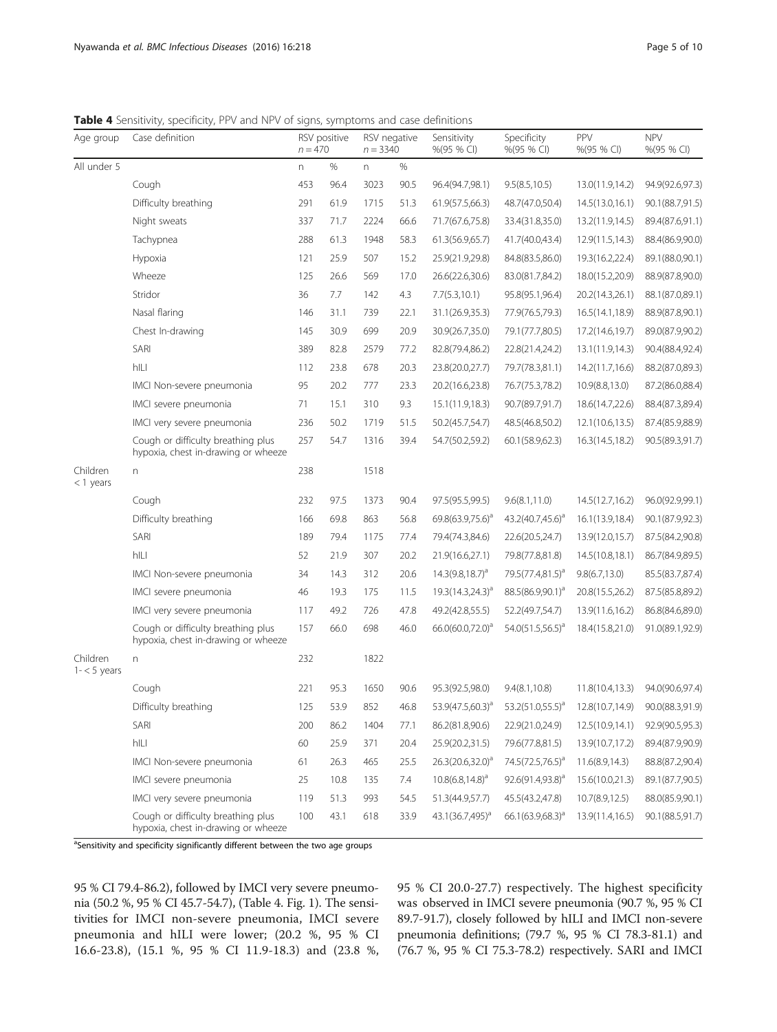**Table 4** Sensitivity, specificity, PPV and NPV of signs, symptoms and case definitions

| Age group | Case definition | RSV positive $n = 470$ | | RSV negative $n = 3340$ | | Sensitivity %(95 % CI) | Specificity %(95 % CI) | PPV %(95 % CI) | NPV %(95 % CI) |
|---|---|---|---|---|---|---|---|---|---|
| All under 5 | | n | % | n | % | | | | |
| | Cough | 453 | 96.4 | 3023 | 90.5 | 96.4(94.7,98.1) | 9.5(8.5,10.5) | 13.0(11.9,14.2) | 94.9(92.6,97.3) |
| | Difficulty breathing | 291 | 61.9 | 1715 | 51.3 | 61.9(57.5,66.3) | 48.7(47.0,50.4) | 14.5(13.0,16.1) | 90.1(88.7,91.5) |
| | Night sweats | 337 | 71.7 | 2224 | 66.6 | 71.7(67.6,75.8) | 33.4(31.8,35.0) | 13.2(11.9,14.5) | 89.4(87.6,91.1) |
| | Tachypnea | 288 | 61.3 | 1948 | 58.3 | 61.3(56.9,65.7) | 41.7(40.0,43.4) | 12.9(11.5,14.3) | 88.4(86.9,90.0) |
| | Hypoxia | 121 | 25.9 | 507 | 15.2 | 25.9(21.9,29.8) | 84.8(83.5,86.0) | 19.3(16.2,22.4) | 89.1(88.0,90.1) |
| | Wheeze | 125 | 26.6 | 569 | 17.0 | 26.6(22.6,30.6) | 83.0(81.7,84.2) | 18.0(15.2,20.9) | 88.9(87.8,90.0) |
| | Stridor | 36 | 7.7 | 142 | 4.3 | 7.7(5.3,10.1) | 95.8(95.1,96.4) | 20.2(14.3,26.1) | 88.1(87.0,89.1) |
| | Nasal flaring | 146 | 31.1 | 739 | 22.1 | 31.1(26.9,35.3) | 77.9(76.5,79.3) | 16.5(14.1,18.9) | 88.9(87.8,90.1) |
| | Chest In-drawing | 145 | 30.9 | 699 | 20.9 | 30.9(26.7,35.0) | 79.1(77.7,80.5) | 17.2(14.6,19.7) | 89.0(87.9,90.2) |
| | SARI | 389 | 82.8 | 2579 | 77.2 | 82.8(79.4,86.2) | 22.8(21.4,24.2) | 13.1(11.9,14.3) | 90.4(88.4,92.4) |
| | hILI | 112 | 23.8 | 678 | 20.3 | 23.8(20.0,27.7) | 79.7(78.3,81.1) | 14.2(11.7,16.6) | 88.2(87.0,89.3) |
| | IMCI Non-severe pneumonia | 95 | 20.2 | 777 | 23.3 | 20.2(16.6,23.8) | 76.7(75.3,78.2) | 10.9(8.8,13.0) | 87.2(86.0,88.4) |
| | IMCI severe pneumonia | 71 | 15.1 | 310 | 9.3 | 15.1(11.9,18.3) | 90.7(89.7,91.7) | 18.6(14.7,22.6) | 88.4(87.3,89.4) |
| | IMCI very severe pneumonia | 236 | 50.2 | 1719 | 51.5 | 50.2(45.7,54.7) | 48.5(46.8,50.2) | 12.1(10.6,13.5) | 87.4(85.9,88.9) |
| | Cough or difficulty breathing plus hypoxia, chest in-drawing or wheeze | 257 | 54.7 | 1316 | 39.4 | 54.7(50.2,59.2) | 60.1(58.9,62.3) | 16.3(14.5,18.2) | 90.5(89.3,91.7) |
| Children < 1 years | n | 238 | | 1518 | | | | | |
| | Cough | 232 | 97.5 | 1373 | 90.4 | 97.5(95.5,99.5) | 9.6(8.1,11.0) | 14.5(12.7,16.2) | 96.0(92.9,99.1) |
| | Difficulty breathing | 166 | 69.8 | 863 | 56.8 | 69.8(63.9,75.6)[a] | 43.2(40.7,45.6)[a] | 16.1(13.9,18.4) | 90.1(87.9,92.3) |
| | SARI | 189 | 79.4 | 1175 | 77.4 | 79.4(74.3,84.6) | 22.6(20.5,24.7) | 13.9(12.0,15.7) | 87.5(84.2,90.8) |
| | hILI | 52 | 21.9 | 307 | 20.2 | 21.9(16.6,27.1) | 79.8(77.8,81.8) | 14.5(10.8,18.1) | 86.7(84.9,89.5) |
| | IMCI Non-severe pneumonia | 34 | 14.3 | 312 | 20.6 | 14.3(9.8,18.7)[a] | 79.5(77.4,81.5)[a] | 9.8(6.7,13.0) | 85.5(83.7,87.4) |
| | IMCI severe pneumonia | 46 | 19.3 | 175 | 11.5 | 19.3(14.3,24.3)[a] | 88.5(86.9,90.1)[a] | 20.8(15.5,26.2) | 87.5(85.8,89.2) |
| | IMCI very severe pneumonia | 117 | 49.2 | 726 | 47.8 | 49.2(42.8,55.5) | 52.2(49.7,54.7) | 13.9(11.6,16.2) | 86.8(84.6,89.0) |
| | Cough or difficulty breathing plus hypoxia, chest in-drawing or wheeze | 157 | 66.0 | 698 | 46.0 | 66.0(60.0,72.0)[a] | 54.0(51.5,56.5)[a] | 18.4(15.8,21.0) | 91.0(89.1,92.9) |
| Children 1- < 5 years | n | 232 | | 1822 | | | | | |
| | Cough | 221 | 95.3 | 1650 | 90.6 | 95.3(92.5,98.0) | 9.4(8.1,10.8) | 11.8(10.4,13.3) | 94.0(90.6,97.4) |
| | Difficulty breathing | 125 | 53.9 | 852 | 46.8 | 53.9(47.5,60.3)[a] | 53.2(51.0,55.5)[a] | 12.8(10.7,14.9) | 90.0(88.3,91.9) |
| | SARI | 200 | 86.2 | 1404 | 77.1 | 86.2(81.8,90.6) | 22.9(21.0,24.9) | 12.5(10.9,14.1) | 92.9(90.5,95.3) |
| | hILI | 60 | 25.9 | 371 | 20.4 | 25.9(20.2,31.5) | 79.6(77.8,81.5) | 13.9(10.7,17.2) | 89.4(87.9,90.9) |
| | IMCI Non-severe pneumonia | 61 | 26.3 | 465 | 25.5 | 26.3(20.6,32.0)[a] | 74.5(72.5,76.5)[a] | 11.6(8.9,14.3) | 88.8(87.2,90.4) |
| | IMCI severe pneumonia | 25 | 10.8 | 135 | 7.4 | 10.8(6.8,14.8)[a] | 92.6(91.4,93.8)[a] | 15.6(10.0,21.3) | 89.1(87.7,90.5) |
| | IMCI very severe pneumonia | 119 | 51.3 | 993 | 54.5 | 51.3(44.9,57.7) | 45.5(43.2,47.8) | 10.7(8.9,12.5) | 88.0(85.9,90.1) |
| | Cough or difficulty breathing plus hypoxia, chest in-drawing or wheeze | 100 | 43.1 | 618 | 33.9 | 43.1(36.7,495)[a] | 66.1(63.9,68.3)[a] | 13.9(11.4,16.5) | 90.1(88.5,91.7) |

[a]Sensitivity and specificity significantly different between the two age groups

95 % CI 79.4-86.2), followed by IMCI very severe pneumonia (50.2 %, 95 % CI 45.7-54.7), (Table 4. Fig. 1). The sensitivities for IMCI non-severe pneumonia, IMCI severe pneumonia and hILI were lower; (20.2 %, 95 % CI 16.6-23.8), (15.1 %, 95 % CI 11.9-18.3) and (23.8 %, 95 % CI 20.0-27.7) respectively. The highest specificity was observed in IMCI severe pneumonia (90.7 %, 95 % CI 89.7-91.7), closely followed by hILI and IMCI non-severe pneumonia definitions; (79.7 %, 95 % CI 78.3-81.1) and (76.7 %, 95 % CI 75.3-78.2) respectively. SARI and IMCI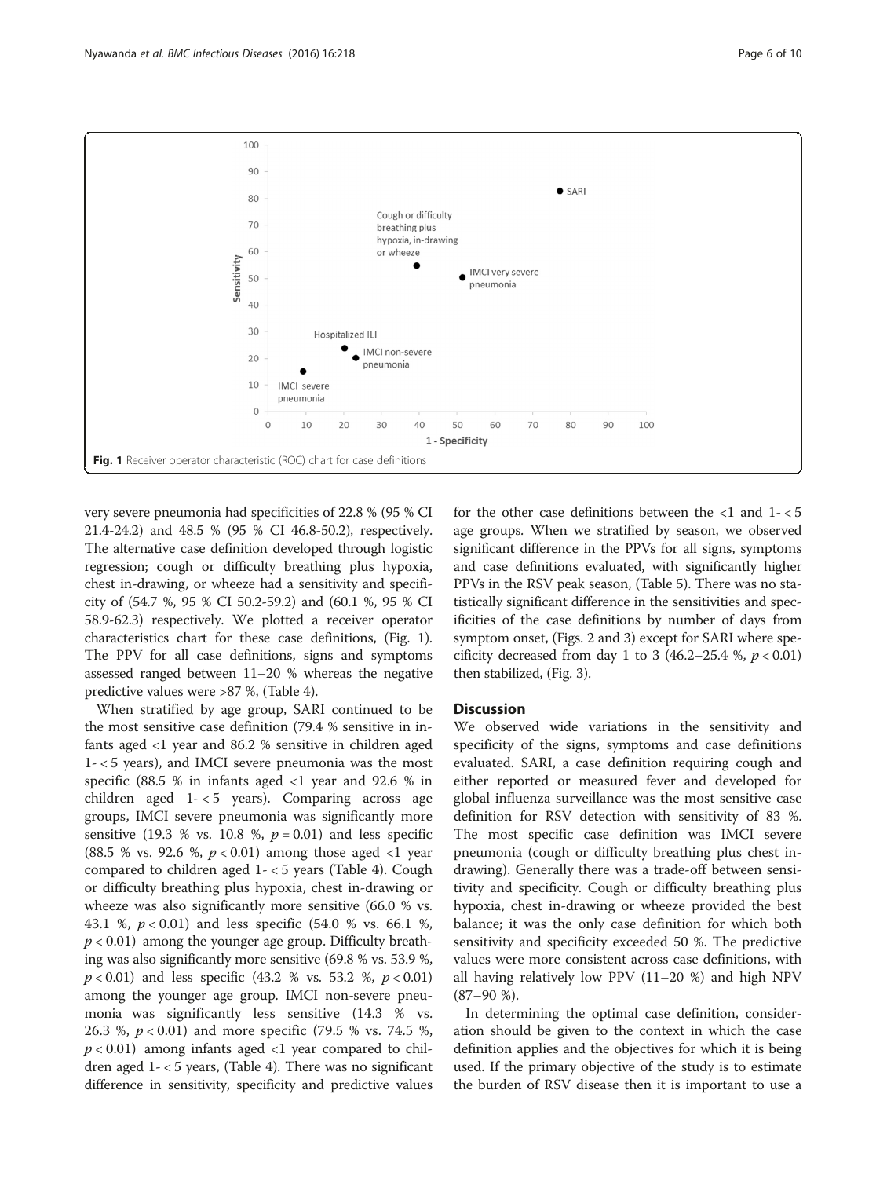Fig. 1 Receiver operator characteristic (ROC) chart for case definitions

very severe pneumonia had specificities of 22.8 % (95 % CI 21.4-24.2) and 48.5 % (95 % CI 46.8-50.2), respectively. The alternative case definition developed through logistic regression; cough or difficulty breathing plus hypoxia, chest in-drawing, or wheeze had a sensitivity and specificity of (54.7 %, 95 % CI 50.2-59.2) and (60.1 %, 95 % CI 58.9-62.3) respectively. We plotted a receiver operator characteristics chart for these case definitions, (Fig. 1). The PPV for all case definitions, signs and symptoms assessed ranged between 11–20 % whereas the negative predictive values were >87 %, (Table 4).

When stratified by age group, SARI continued to be the most sensitive case definition (79.4 % sensitive in infants aged <1 year and 86.2 % sensitive in children aged 1- < 5 years), and IMCI severe pneumonia was the most specific (88.5 % in infants aged <1 year and 92.6 % in children aged 1- < 5 years). Comparing across age groups, IMCI severe pneumonia was significantly more sensitive (19.3 % vs. 10.8 %, $p = 0.01$) and less specific (88.5 % vs. 92.6 %, $p < 0.01$) among those aged <1 year compared to children aged 1- < 5 years (Table 4). Cough or difficulty breathing plus hypoxia, chest in-drawing or wheeze was also significantly more sensitive (66.0 % vs. 43.1 %, $p < 0.01$) and less specific (54.0 % vs. 66.1 %, $p < 0.01$) among the younger age group. Difficulty breathing was also significantly more sensitive (69.8 % vs. 53.9 %, $p < 0.01$) and less specific (43.2 % vs. 53.2 %, $p < 0.01$) among the younger age group. IMCI non-severe pneumonia was significantly less sensitive (14.3 % vs. 26.3 %, $p < 0.01$) and more specific (79.5 % vs. 74.5 %, $p < 0.01$) among infants aged <1 year compared to children aged 1- < 5 years, (Table 4). There was no significant difference in sensitivity, specificity and predictive values for the other case definitions between the <1 and 1- < 5 age groups. When we stratified by season, we observed significant difference in the PPVs for all signs, symptoms and case definitions evaluated, with significantly higher PPVs in the RSV peak season, (Table 5). There was no statistically significant difference in the sensitivities and specificities of the case definitions by number of days from symptom onset, (Figs. 2 and 3) except for SARI where specificity decreased from day 1 to 3 (46.2–25.4 %, $p < 0.01$) then stabilized, (Fig. 3).

## Discussion

We observed wide variations in the sensitivity and specificity of the signs, symptoms and case definitions evaluated. SARI, a case definition requiring cough and either reported or measured fever and developed for global influenza surveillance was the most sensitive case definition for RSV detection with sensitivity of 83 %. The most specific case definition was IMCI severe pneumonia (cough or difficulty breathing plus chest in-drawing). Generally there was a trade-off between sensitivity and specificity. Cough or difficulty breathing plus hypoxia, chest in-drawing or wheeze provided the best balance; it was the only case definition for which both sensitivity and specificity exceeded 50 %. The predictive values were more consistent across case definitions, with all having relatively low PPV (11–20 %) and high NPV (87–90 %).

In determining the optimal case definition, consideration should be given to the context in which the case definition applies and the objectives for which it is being used. If the primary objective of the study is to estimate the burden of RSV disease then it is important to use a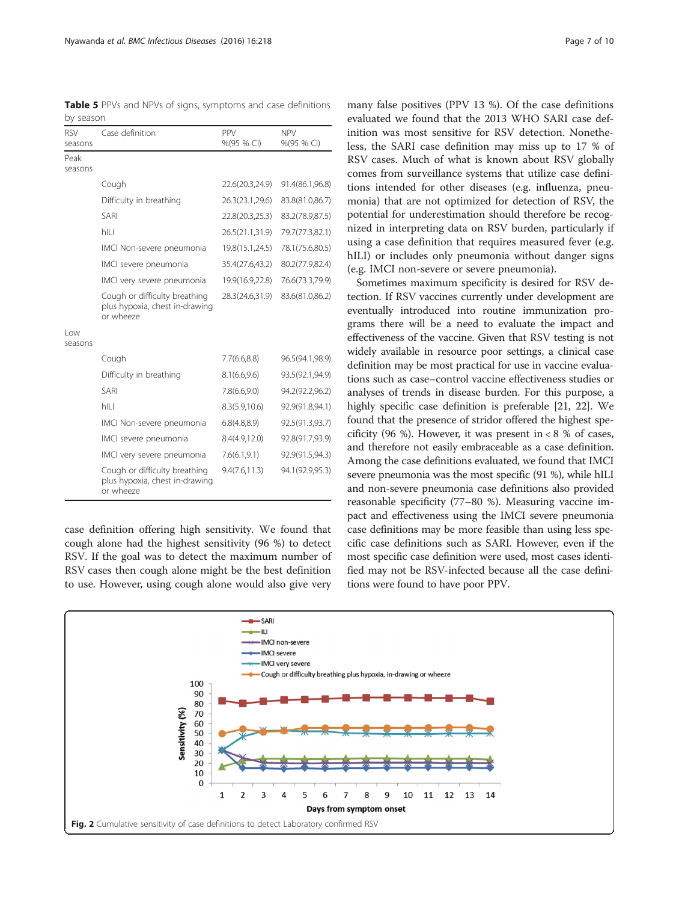**Table 5** PPVs and NPVs of signs, symptoms and case definitions by season

| RSV seasons | Case definition | PPV %(95 % CI) | NPV %(95 % CI) |
|---|---|---|---|
| Peak seasons | | | |
| | Cough | 22.6(20.3,24.9) | 91.4(86.1,96.8) |
| | Difficulty in breathing | 26.3(23.1,29.6) | 83.8(81.0,86.7) |
| | SARI | 22.8(20.3,25.3) | 83.2(78.9,87.5) |
| | hILI | 26.5(21.1,31.9) | 79.7(77.3,82.1) |
| | IMCI Non-severe pneumonia | 19.8(15.1,24.5) | 78.1(75.6,80.5) |
| | IMCI severe pneumonia | 35.4(27.6,43.2) | 80.2(77.9,82.4) |
| | IMCI very severe pneumonia | 19.9(16.9,22.8) | 76.6(73.3,79.9) |
| | Cough or difficulty breathing plus hypoxia, chest in-drawing or wheeze | 28.3(24.6,31.9) | 83.6(81.0,86.2) |
| Low seasons | | | |
| | Cough | 7.7(6.6,8.8) | 96.5(94.1,98.9) |
| | Difficulty in breathing | 8.1(6.6,9.6) | 93.5(92.1,94.9) |
| | SARI | 7.8(6.6,9.0) | 94.2(92.2,96.2) |
| | hILI | 8.3(5.9,10.6) | 92.9(91.8,94.1) |
| | IMCI Non-severe pneumonia | 6.8(4.8,8.9) | 92.5(91.3,93.7) |
| | IMCI severe pneumonia | 8.4(4.9,12.0) | 92.8(91.7,93.9) |
| | IMCI very severe pneumonia | 7.6(6.1,9.1) | 92.9(91.5,94.3) |
| | Cough or difficulty breathing plus hypoxia, chest in-drawing or wheeze | 9.4(7.6,11.3) | 94.1(92.9,95.3) |

case definition offering high sensitivity. We found that cough alone had the highest sensitivity (96 %) to detect RSV. If the goal was to detect the maximum number of RSV cases then cough alone might be the best definition to use. However, using cough alone would also give very many false positives (PPV 13 %). Of the case definitions evaluated we found that the 2013 WHO SARI case definition was most sensitive for RSV detection. Nonetheless, the SARI case definition may miss up to 17 % of RSV cases. Much of what is known about RSV globally comes from surveillance systems that utilize case definitions intended for other diseases (e.g. influenza, pneumonia) that are not optimized for detection of RSV, the potential for underestimation should therefore be recognized in interpreting data on RSV burden, particularly if using a case definition that requires measured fever (e.g. hILI) or includes only pneumonia without danger signs (e.g. IMCI non-severe or severe pneumonia).

Sometimes maximum specificity is desired for RSV detection. If RSV vaccines currently under development are eventually introduced into routine immunization programs there will be a need to evaluate the impact and effectiveness of the vaccine. Given that RSV testing is not widely available in resource poor settings, a clinical case definition may be most practical for use in vaccine evaluations such as case–control vaccine effectiveness studies or analyses of trends in disease burden. For this purpose, a highly specific case definition is preferable [21, 22]. We found that the presence of stridor offered the highest specificity (96 %). However, it was present in < 8 % of cases, and therefore not easily embraceable as a case definition. Among the case definitions evaluated, we found that IMCI severe pneumonia was the most specific (91 %), while hILI and non-severe pneumonia case definitions also provided reasonable specificity (77–80 %). Measuring vaccine impact and effectiveness using the IMCI severe pneumonia case definitions may be more feasible than using less specific case definitions such as SARI. However, even if the most specific case definition were used, most cases identified may not be RSV-infected because all the case definitions were found to have poor PPV.

**Fig. 2** Cumulative sensitivity of case definitions to detect Laboratory confirmed RSV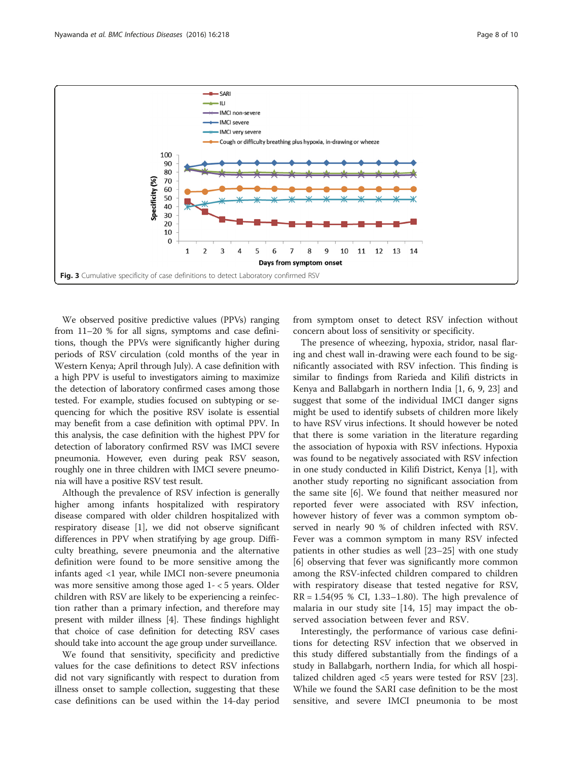**Fig. 3** Cumulative specificity of case definitions to detect Laboratory confirmed RSV

We observed positive predictive values (PPVs) ranging from 11–20 % for all signs, symptoms and case definitions, though the PPVs were significantly higher during periods of RSV circulation (cold months of the year in Western Kenya; April through July). A case definition with a high PPV is useful to investigators aiming to maximize the detection of laboratory confirmed cases among those tested. For example, studies focused on subtyping or sequencing for which the positive RSV isolate is essential may benefit from a case definition with optimal PPV. In this analysis, the case definition with the highest PPV for detection of laboratory confirmed RSV was IMCI severe pneumonia. However, even during peak RSV season, roughly one in three children with IMCI severe pneumonia will have a positive RSV test result.

Although the prevalence of RSV infection is generally higher among infants hospitalized with respiratory disease compared with older children hospitalized with respiratory disease [1], we did not observe significant differences in PPV when stratifying by age group. Difficulty breathing, severe pneumonia and the alternative definition were found to be more sensitive among the infants aged <1 year, while IMCI non-severe pneumonia was more sensitive among those aged 1- < 5 years. Older children with RSV are likely to be experiencing a reinfection rather than a primary infection, and therefore may present with milder illness [4]. These findings highlight that choice of case definition for detecting RSV cases should take into account the age group under surveillance.

We found that sensitivity, specificity and predictive values for the case definitions to detect RSV infections did not vary significantly with respect to duration from illness onset to sample collection, suggesting that these case definitions can be used within the 14-day period from symptom onset to detect RSV infection without concern about loss of sensitivity or specificity.

The presence of wheezing, hypoxia, stridor, nasal flaring and chest wall in-drawing were each found to be significantly associated with RSV infection. This finding is similar to findings from Rarieda and Kilifi districts in Kenya and Ballabgarh in northern India [1, 6, 9, 23] and suggest that some of the individual IMCI danger signs might be used to identify subsets of children more likely to have RSV virus infections. It should however be noted that there is some variation in the literature regarding the association of hypoxia with RSV infections. Hypoxia was found to be negatively associated with RSV infection in one study conducted in Kilifi District, Kenya [1], with another study reporting no significant association from the same site [6]. We found that neither measured nor reported fever were associated with RSV infection, however history of fever was a common symptom observed in nearly 90 % of children infected with RSV. Fever was a common symptom in many RSV infected patients in other studies as well [23–25] with one study [6] observing that fever was significantly more common among the RSV-infected children compared to children with respiratory disease that tested negative for RSV, RR = 1.54(95 % CI, 1.33–1.80). The high prevalence of malaria in our study site [14, 15] may impact the observed association between fever and RSV.

Interestingly, the performance of various case definitions for detecting RSV infection that we observed in this study differed substantially from the findings of a study in Ballabgarh, northern India, for which all hospitalized children aged <5 years were tested for RSV [23]. While we found the SARI case definition to be the most sensitive, and severe IMCI pneumonia to be most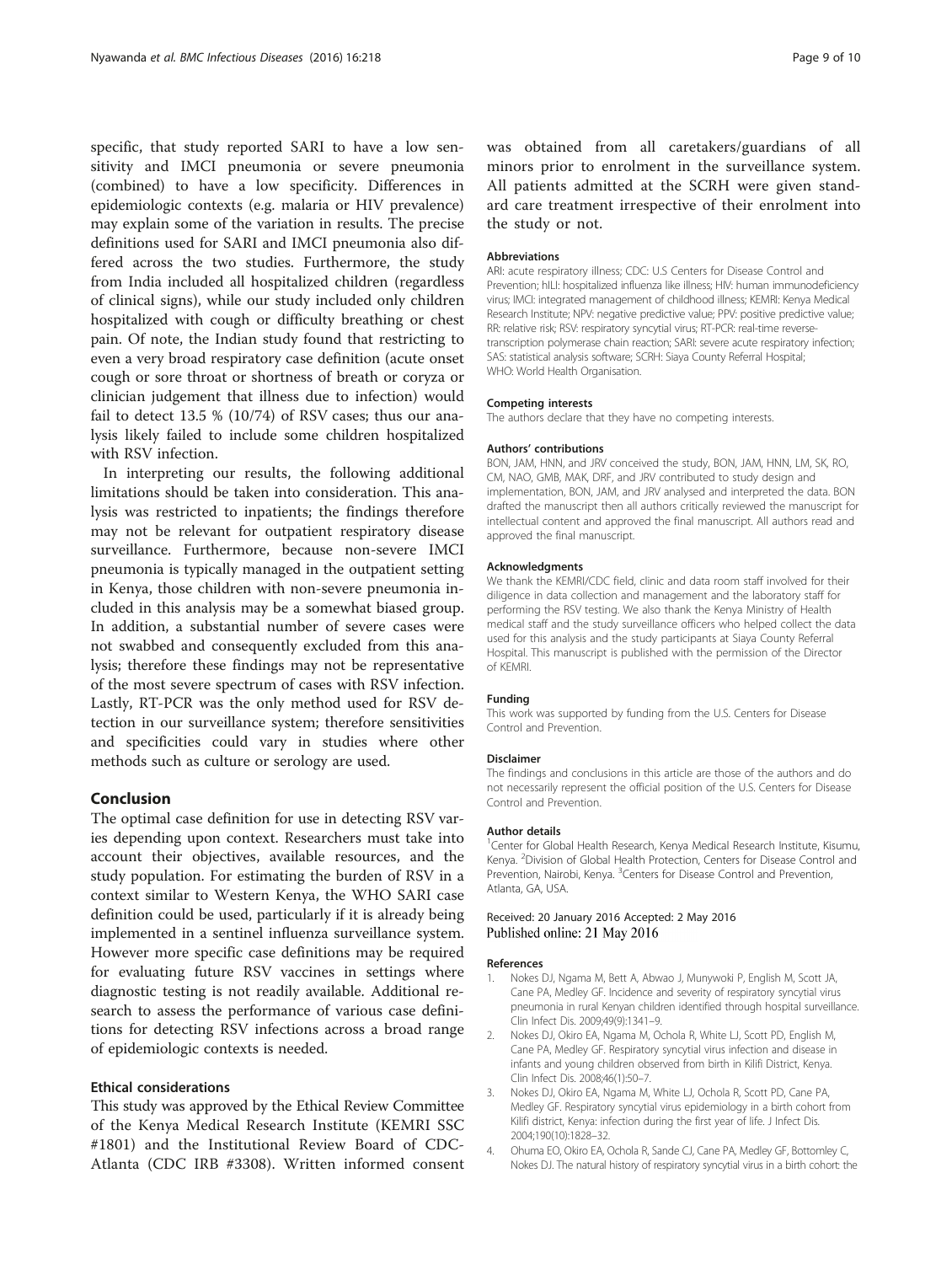specific, that study reported SARI to have a low sensitivity and IMCI pneumonia or severe pneumonia (combined) to have a low specificity. Differences in epidemiologic contexts (e.g. malaria or HIV prevalence) may explain some of the variation in results. The precise definitions used for SARI and IMCI pneumonia also differed across the two studies. Furthermore, the study from India included all hospitalized children (regardless of clinical signs), while our study included only children hospitalized with cough or difficulty breathing or chest pain. Of note, the Indian study found that restricting to even a very broad respiratory case definition (acute onset cough or sore throat or shortness of breath or coryza or clinician judgement that illness due to infection) would fail to detect 13.5 % (10/74) of RSV cases; thus our analysis likely failed to include some children hospitalized with RSV infection.

In interpreting our results, the following additional limitations should be taken into consideration. This analysis was restricted to inpatients; the findings therefore may not be relevant for outpatient respiratory disease surveillance. Furthermore, because non-severe IMCI pneumonia is typically managed in the outpatient setting in Kenya, those children with non-severe pneumonia included in this analysis may be a somewhat biased group. In addition, a substantial number of severe cases were not swabbed and consequently excluded from this analysis; therefore these findings may not be representative of the most severe spectrum of cases with RSV infection. Lastly, RT-PCR was the only method used for RSV detection in our surveillance system; therefore sensitivities and specificities could vary in studies where other methods such as culture or serology are used.

## Conclusion

The optimal case definition for use in detecting RSV varies depending upon context. Researchers must take into account their objectives, available resources, and the study population. For estimating the burden of RSV in a context similar to Western Kenya, the WHO SARI case definition could be used, particularly if it is already being implemented in a sentinel influenza surveillance system. However more specific case definitions may be required for evaluating future RSV vaccines in settings where diagnostic testing is not readily available. Additional research to assess the performance of various case definitions for detecting RSV infections across a broad range of epidemiologic contexts is needed.

### Ethical considerations

This study was approved by the Ethical Review Committee of the Kenya Medical Research Institute (KEMRI SSC #1801) and the Institutional Review Board of CDC-Atlanta (CDC IRB #3308). Written informed consent was obtained from all caretakers/guardians of all minors prior to enrolment in the surveillance system. All patients admitted at the SCRH were given standard care treatment irrespective of their enrolment into the study or not.

#### Abbreviations

ARI: acute respiratory illness; CDC: U.S Centers for Disease Control and Prevention; hILI: hospitalized influenza like illness; HIV: human immunodeficiency virus; IMCI: integrated management of childhood illness; KEMRI: Kenya Medical Research Institute; NPV: negative predictive value; PPV: positive predictive value; RR: relative risk; RSV: respiratory syncytial virus; RT-PCR: real-time reverse-transcription polymerase chain reaction; SARI: severe acute respiratory infection; SAS: statistical analysis software; SCRH: Siaya County Referral Hospital; WHO: World Health Organisation.

#### Competing interests

The authors declare that they have no competing interests.

#### Authors' contributions

BON, JAM, HNN, and JRV conceived the study, BON, JAM, HNN, LM, SK, RO, CM, NAO, GMB, MAK, DRF, and JRV contributed to study design and implementation, BON, JAM, and JRV analysed and interpreted the data. BON drafted the manuscript then all authors critically reviewed the manuscript for intellectual content and approved the final manuscript. All authors read and approved the final manuscript.

#### Acknowledgments

We thank the KEMRI/CDC field, clinic and data room staff involved for their diligence in data collection and management and the laboratory staff for performing the RSV testing. We also thank the Kenya Ministry of Health medical staff and the study surveillance officers who helped collect the data used for this analysis and the study participants at Siaya County Referral Hospital. This manuscript is published with the permission of the Director of KEMRI.

#### Funding

This work was supported by funding from the U.S. Centers for Disease Control and Prevention.

#### Disclaimer

The findings and conclusions in this article are those of the authors and do not necessarily represent the official position of the U.S. Centers for Disease Control and Prevention.

#### Author details

[1]Center for Global Health Research, Kenya Medical Research Institute, Kisumu, Kenya. [2]Division of Global Health Protection, Centers for Disease Control and Prevention, Nairobi, Kenya. [3]Centers for Disease Control and Prevention, Atlanta, GA, USA.

Received: 20 January 2016 Accepted: 2 May 2016
Published online: 21 May 2016

#### References

1. Nokes DJ, Ngama M, Bett A, Abwao J, Munywoki P, English M, Scott JA, Cane PA, Medley GF. Incidence and severity of respiratory syncytial virus pneumonia in rural Kenyan children identified through hospital surveillance. Clin Infect Dis. 2009;49(9):1341–9.
2. Nokes DJ, Okiro EA, Ngama M, Ochola R, White LJ, Scott PD, English M, Cane PA, Medley GF. Respiratory syncytial virus infection and disease in infants and young children observed from birth in Kilifi District, Kenya. Clin Infect Dis. 2008;46(1):50–7.
3. Nokes DJ, Okiro EA, Ngama M, White LJ, Ochola R, Scott PD, Cane PA, Medley GF. Respiratory syncytial virus epidemiology in a birth cohort from Kilifi district, Kenya: infection during the first year of life. J Infect Dis. 2004;190(10):1828–32.
4. Ohuma EO, Okiro EA, Ochola R, Sande CJ, Cane PA, Medley GF, Bottomley C, Nokes DJ. The natural history of respiratory syncytial virus in a birth cohort: the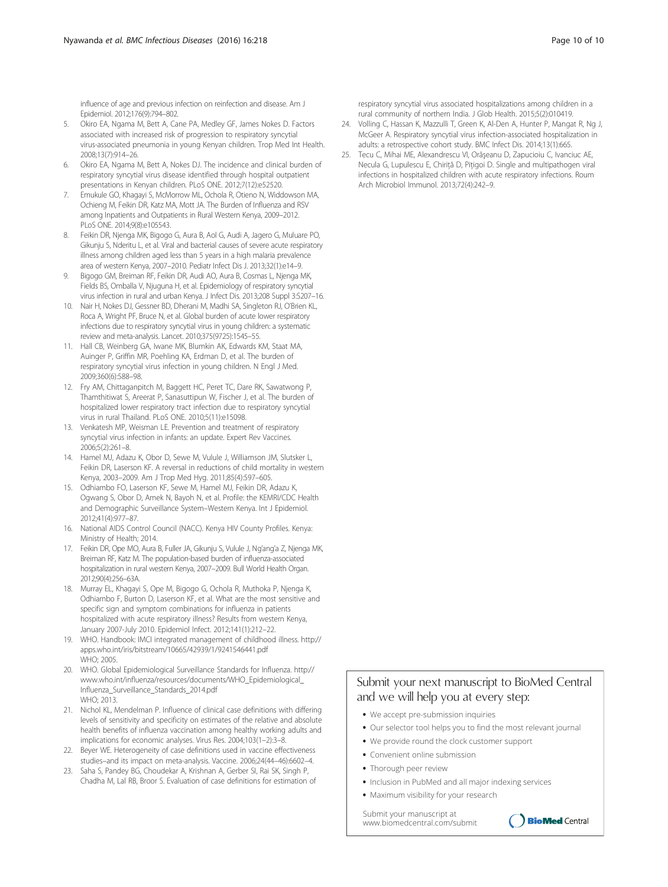influence of age and previous infection on reinfection and disease. Am J Epidemiol. 2012;176(9):794–802.

5. Okiro EA, Ngama M, Bett A, Cane PA, Medley GF, James Nokes D. Factors associated with increased risk of progression to respiratory syncytial virus-associated pneumonia in young Kenyan children. Trop Med Int Health. 2008;13(7):914–26.
6. Okiro EA, Ngama M, Bett A, Nokes DJ. The incidence and clinical burden of respiratory syncytial virus disease identified through hospital outpatient presentations in Kenyan children. PLoS ONE. 2012;7(12):e52520.
7. Emukule GO, Khagayi S, McMorrow ML, Ochola R, Otieno N, Widdowson MA, Ochieng M, Feikin DR, Katz MA, Mott JA. The Burden of Influenza and RSV among Inpatients and Outpatients in Rural Western Kenya, 2009–2012. PLoS ONE. 2014;9(8):e105543.
8. Feikin DR, Njenga MK, Bigogo G, Aura B, Aol G, Audi A, Jagero G, Muluare PO, Gikunju S, Nderitu L, et al. Viral and bacterial causes of severe acute respiratory illness among children aged less than 5 years in a high malaria prevalence area of western Kenya, 2007–2010. Pediatr Infect Dis J. 2013;32(1):e14–9.
9. Bigogo GM, Breiman RF, Feikin DR, Audi AO, Aura B, Cosmas L, Njenga MK, Fields BS, Omballa V, Njuguna H, et al. Epidemiology of respiratory syncytial virus infection in rural and urban Kenya. J Infect Dis. 2013;208 Suppl 3:S207–16.
10. Nair H, Nokes DJ, Gessner BD, Dherani M, Madhi SA, Singleton RJ, O'Brien KL, Roca A, Wright PF, Bruce N, et al. Global burden of acute lower respiratory infections due to respiratory syncytial virus in young children: a systematic review and meta-analysis. Lancet. 2010;375(9725):1545–55.
11. Hall CB, Weinberg GA, Iwane MK, Blumkin AK, Edwards KM, Staat MA, Auinger P, Griffin MR, Poehling KA, Erdman D, et al. The burden of respiratory syncytial virus infection in young children. N Engl J Med. 2009;360(6):588–98.
12. Fry AM, Chittaganpitch M, Baggett HC, Peret TC, Dare RK, Sawatwong P, Thamthitiwat S, Areerat P, Sanasuttipun W, Fischer J, et al. The burden of hospitalized lower respiratory tract infection due to respiratory syncytial virus in rural Thailand. PLoS ONE. 2010;5(11):e15098.
13. Venkatesh MP, Weisman LE. Prevention and treatment of respiratory syncytial virus infection in infants: an update. Expert Rev Vaccines. 2006;5(2):261–8.
14. Hamel MJ, Adazu K, Obor D, Sewe M, Vulule J, Williamson JM, Slutsker L, Feikin DR, Laserson KF. A reversal in reductions of child mortality in western Kenya, 2003–2009. Am J Trop Med Hyg. 2011;85(4):597–605.
15. Odhiambo FO, Laserson KF, Sewe M, Hamel MJ, Feikin DR, Adazu K, Ogwang S, Obor D, Amek N, Bayoh N, et al. Profile: the KEMRI/CDC Health and Demographic Surveillance System–Western Kenya. Int J Epidemiol. 2012;41(4):977–87.
16. National AIDS Control Council (NACC). Kenya HIV County Profiles. Kenya: Ministry of Health; 2014.
17. Feikin DR, Ope MO, Aura B, Fuller JA, Gikunju S, Vulule J, Ng'ang'a Z, Njenga MK, Breiman RF, Katz M. The population-based burden of influenza-associated hospitalization in rural western Kenya, 2007–2009. Bull World Health Organ. 2012;90(4):256–63A.
18. Murray EL, Khagayi S, Ope M, Bigogo G, Ochola R, Muthoka P, Njenga K, Odhiambo F, Burton D, Laserson KF, et al. What are the most sensitive and specific sign and symptom combinations for influenza in patients hospitalized with acute respiratory illness? Results from western Kenya, January 2007-July 2010. Epidemiol Infect. 2012;141(1):212–22.
19. WHO. Handbook: IMCI integrated management of childhood illness. http://apps.who.int/iris/bitstream/10665/42939/1/9241546441.pdf WHO; 2005.
20. WHO. Global Epidemiological Surveillance Standards for Influenza. http://www.who.int/influenza/resources/documents/WHO_Epidemiological_Influenza_Surveillance_Standards_2014.pdf WHO; 2013.
21. Nichol KL, Mendelman P. Influence of clinical case definitions with differing levels of sensitivity and specificity on estimates of the relative and absolute health benefits of influenza vaccination among healthy working adults and implications for economic analyses. Virus Res. 2004;103(1–2):3–8.
22. Beyer WE. Heterogeneity of case definitions used in vaccine effectiveness studies–and its impact on meta-analysis. Vaccine. 2006;24(44–46):6602–4.
23. Saha S, Pandey BG, Choudekar A, Krishnan A, Gerber SI, Rai SK, Singh P, Chadha M, Lal RB, Broor S. Evaluation of case definitions for estimation of respiratory syncytial virus associated hospitalizations among children in a rural community of northern India. J Glob Health. 2015;5(2):010419.
24. Volling C, Hassan K, Mazzulli T, Green K, Al-Den A, Hunter P, Mangat R, Ng J, McGeer A. Respiratory syncytial virus infection-associated hospitalization in adults: a retrospective cohort study. BMC Infect Dis. 2014;13(1):665.
25. Tecu C, Mihai ME, Alexandrescu VI, Orăşeanu D, Zapucioiu C, Ivanciuc AE, Necula G, Lupulescu E, Chiriţă D, Piţigoi D. Single and multipathogen viral infections in hospitalized children with acute respiratory infections. Roum Arch Microbiol Immunol. 2013;72(4):242–9.

Submit your next manuscript to BioMed Central and we will help you at every step:

- We accept pre-submission inquiries
- Our selector tool helps you to find the most relevant journal
- We provide round the clock customer support
- Convenient online submission
- Thorough peer review
- Inclusion in PubMed and all major indexing services
- Maximum visibility for your research

Submit your manuscript at www.biomedcentral.com/submit

BioMed Central